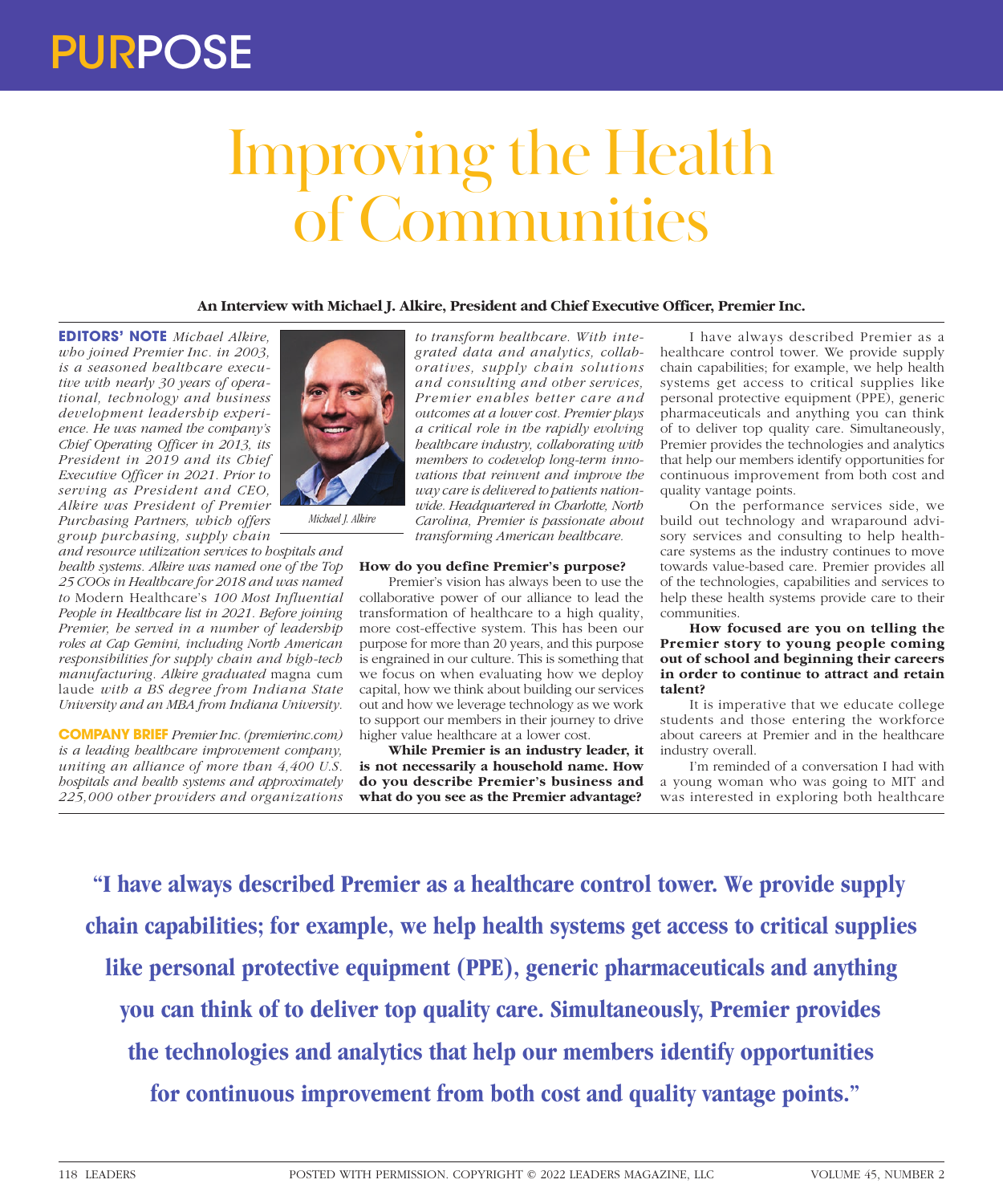# PURPOSE

# Improving the Health of Communities

**An Interview with Michael J. Alkire, President and Chief Executive Officer, Premier Inc.**

**EDITORS' NOTE** *Michael Alkire, who joined Premier Inc. in 2003, is a seasoned healthcare executive with nearly 30 years of operational, technology and business development leadership experience. He was named the company's Chief Operating Officer in 2013, its President in 2019 and its Chief Executive Officer in 2021. Prior to serving as President and CEO, Alkire was President of Premier Purchasing Partners, which offers group purchasing, supply chain and resource utilization services to hospitals and health systems. Alkire was named one of the Top 25 COOs in Healthcare for 2018 and was named to* Modern Healthcare's *100 Most Influential People in Healthcare list in 2021. Before joining Premier, he served in a number of leadership roles at Cap Gemini, including North American responsibilities for supply chain and high-tech manufacturing. Alkire graduated* magna cum laude *with a BS degree from Indiana State University and an MBA from Indiana University.*

*Michael J. Alkire*

**COMPANY BRIEF** *Premier Inc. (premierinc.com) is a leading healthcare improvement company, uniting an alliance of more than 4,400 U.S. hospitals and health systems and approximately 225,000 other providers and organizations to transform healthcare. With integrated data and analytics, collaboratives, supply chain solutions and consulting and other services, Premier enables better care and outcomes at a lower cost. Premier plays a critical role in the rapidly evolving healthcare industry, collaborating with members to codevelop long-term innovations that reinvent and improve the way care is delivered to patients nationwide. Headquartered in Charlotte, North Carolina, Premier is passionate about transforming American healthcare.*

**How do you define Premier's purpose?**

Premier's vision has always been to use the collaborative power of our alliance to lead the transformation of healthcare to a high quality, more cost-effective system. This has been our purpose for more than 20 years, and this purpose is engrained in our culture. This is something that we focus on when evaluating how we deploy capital, how we think about building our services out and how we leverage technology as we work to support our members in their journey to drive higher value healthcare at a lower cost.

**While Premier is an industry leader, it is not necessarily a household name. How do you describe Premier's business and what do you see as the Premier advantage?**

I have always described Premier as a healthcare control tower. We provide supply chain capabilities; for example, we help health systems get access to critical supplies like personal protective equipment (PPE), generic pharmaceuticals and anything you can think of to deliver top quality care. Simultaneously, Premier provides the technologies and analytics that help our members identify opportunities for continuous improvement from both cost and quality vantage points.

On the performance services side, we build out technology and wraparound advisory services and consulting to help healthcare systems as the industry continues to move towards value-based care. Premier provides all of the technologies, capabilities and services to help these health systems provide care to their communities.

**How focused are you on telling the Premier story to young people coming out of school and beginning their careers in order to continue to attract and retain talent?**

It is imperative that we educate college students and those entering the workforce about careers at Premier and in the healthcare industry overall.

I'm reminded of a conversation I had with a young woman who was going to MIT and was interested in exploring both healthcare

> **"I have always described Premier as a healthcare control tower. We provide supply chain capabilities; for example, we help health systems get access to critical supplies like personal protective equipment (PPE), generic pharmaceuticals and anything you can think of to deliver top quality care. Simultaneously, Premier provides the technologies and analytics that help our members identify opportunities for continuous improvement from both cost and quality vantage points."**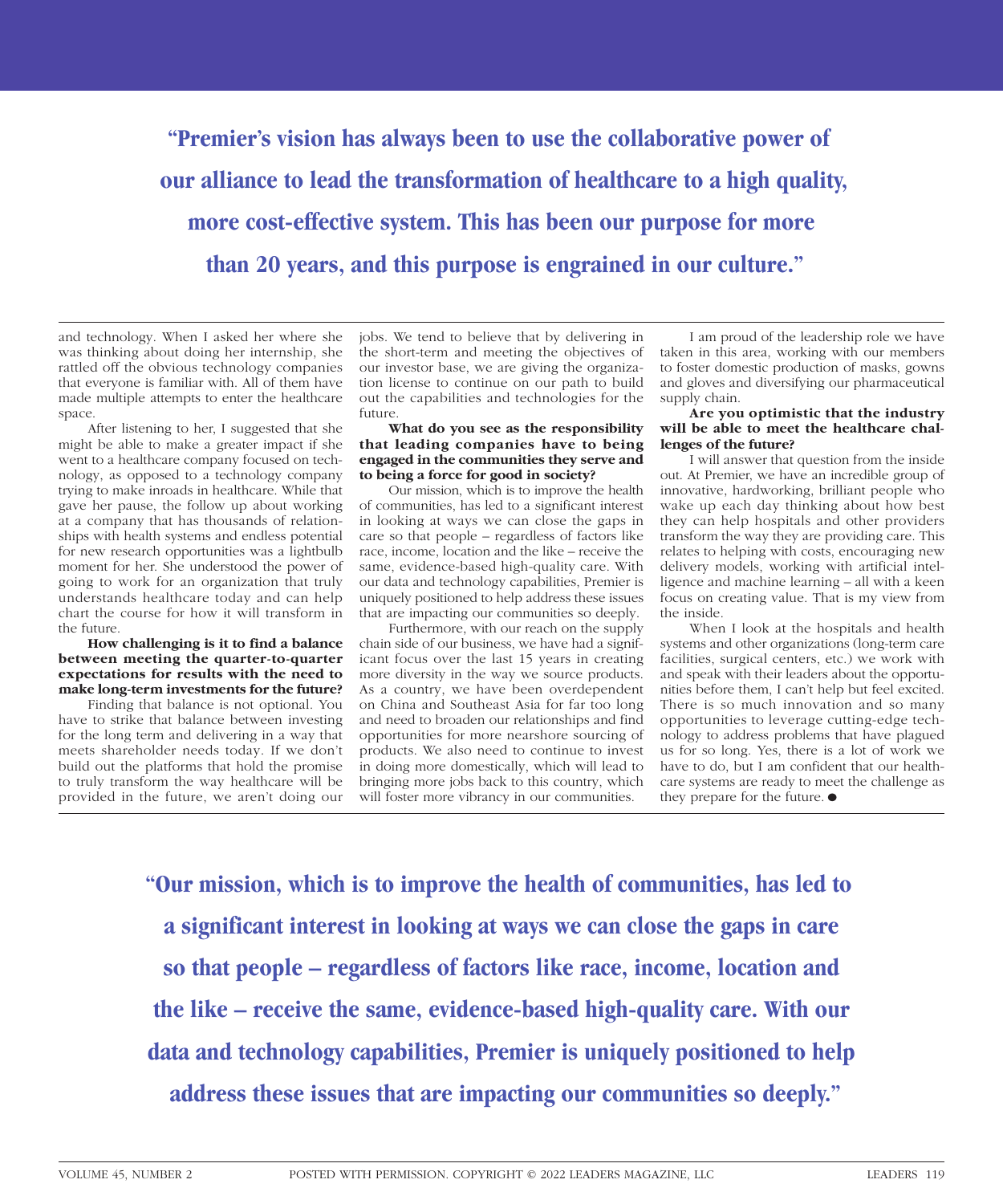"Premier's vision has always been to use the collaborative power of our alliance to lead the transformation of healthcare to a high quality, more cost-effective system. This has been our purpose for more than 20 years, and this purpose is engrained in our culture."

and technology. When I asked her where she was thinking about doing her internship, she rattled off the obvious technology companies that everyone is familiar with. All of them have made multiple attempts to enter the healthcare space.

After listening to her, I suggested that she might be able to make a greater impact if she went to a healthcare company focused on technology, as opposed to a technology company trying to make inroads in healthcare. While that gave her pause, the follow up about working at a company that has thousands of relationships with health systems and endless potential for new research opportunities was a lightbulb moment for her. She understood the power of going to work for an organization that truly understands healthcare today and can help chart the course for how it will transform in the future.

**How challenging is it to find a balance between meeting the quarter-to-quarter expectations for results with the need to make long-term investments for the future?**

Finding that balance is not optional. You have to strike that balance between investing for the long term and delivering in a way that meets shareholder needs today. If we don't build out the platforms that hold the promise to truly transform the way healthcare will be provided in the future, we aren't doing our jobs. We tend to believe that by delivering in the short-term and meeting the objectives of our investor base, we are giving the organization license to continue on our path to build out the capabilities and technologies for the future.

**What do you see as the responsibility that leading companies have to being engaged in the communities they serve and to being a force for good in society?**

Our mission, which is to improve the health of communities, has led to a significant interest in looking at ways we can close the gaps in care so that people – regardless of factors like race, income, location and the like – receive the same, evidence-based high-quality care. With our data and technology capabilities, Premier is uniquely positioned to help address these issues that are impacting our communities so deeply.

Furthermore, with our reach on the supply chain side of our business, we have had a significant focus over the last 15 years in creating more diversity in the way we source products. As a country, we have been overdependent on China and Southeast Asia for far too long and need to broaden our relationships and find opportunities for more nearshore sourcing of products. We also need to continue to invest in doing more domestically, which will lead to bringing more jobs back to this country, which will foster more vibrancy in our communities.

I am proud of the leadership role we have taken in this area, working with our members to foster domestic production of masks, gowns and gloves and diversifying our pharmaceutical supply chain.

**Are you optimistic that the industry will be able to meet the healthcare challenges of the future?**

I will answer that question from the inside out. At Premier, we have an incredible group of innovative, hardworking, brilliant people who wake up each day thinking about how best they can help hospitals and other providers transform the way they are providing care. This relates to helping with costs, encouraging new delivery models, working with artificial intelligence and machine learning – all with a keen focus on creating value. That is my view from the inside.

When I look at the hospitals and health systems and other organizations (long-term care facilities, surgical centers, etc.) we work with and speak with their leaders about the opportunities before them, I can't help but feel excited. There is so much innovation and so many opportunities to leverage cutting-edge technology to address problems that have plagued us for so long. Yes, there is a lot of work we have to do, but I am confident that our healthcare systems are ready to meet the challenge as they prepare for the future. ●

"Our mission, which is to improve the health of communities, has led to a significant interest in looking at ways we can close the gaps in care so that people – regardless of factors like race, income, location and the like – receive the same, evidence-based high-quality care. With our data and technology capabilities, Premier is uniquely positioned to help address these issues that are impacting our communities so deeply."

POSTED WITH PERMISSION. COPYRIGHT © 2022 LEADERS MAGAZINE, LLC